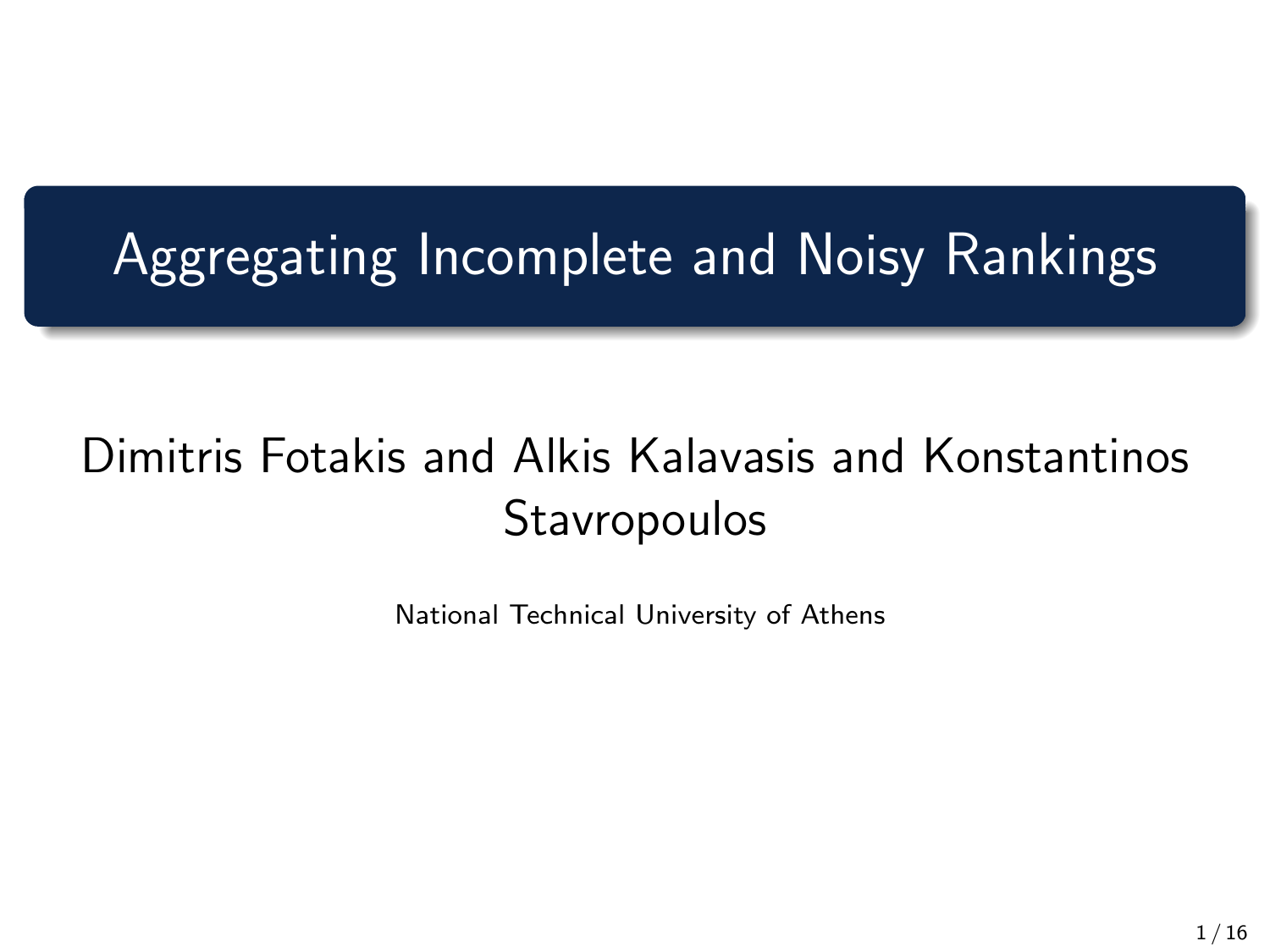# Aggregating Incomplete and Noisy Rankings

Dimitris Fotakis and Alkis Kalavasis and Konstantinos Stavropoulos

National Technical University of Athens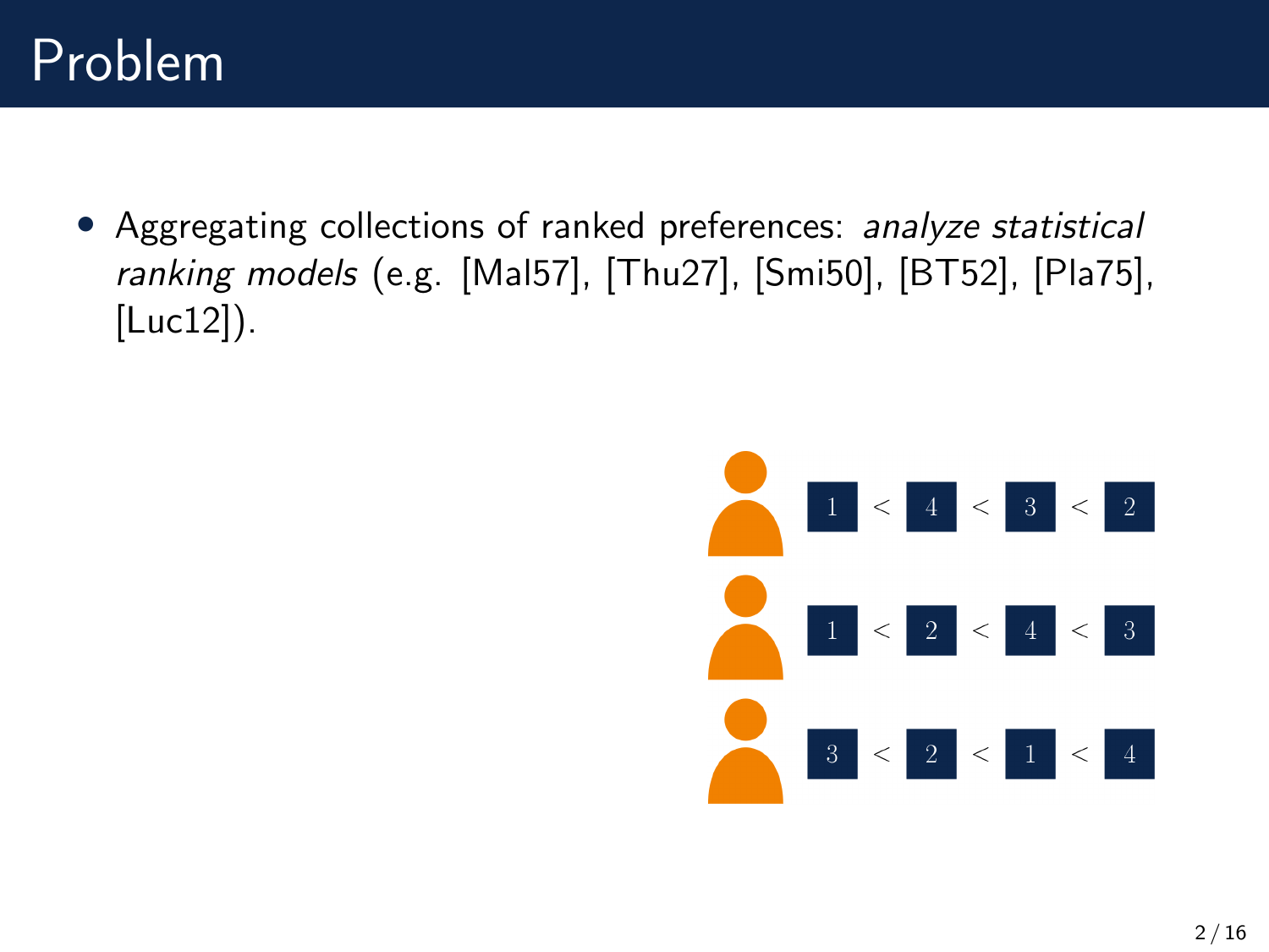# Problem

- Aggregating collections of ranked preferences: *analyze statistical ranking models* (e.g. [Mal57], [Thu27], [Smi50], [BT52], [Pla75], [Luc12]).

$1 < 4 < 3 < 2$

$1 < 2 < 4 < 3$

$3 < 2 < 1 < 4$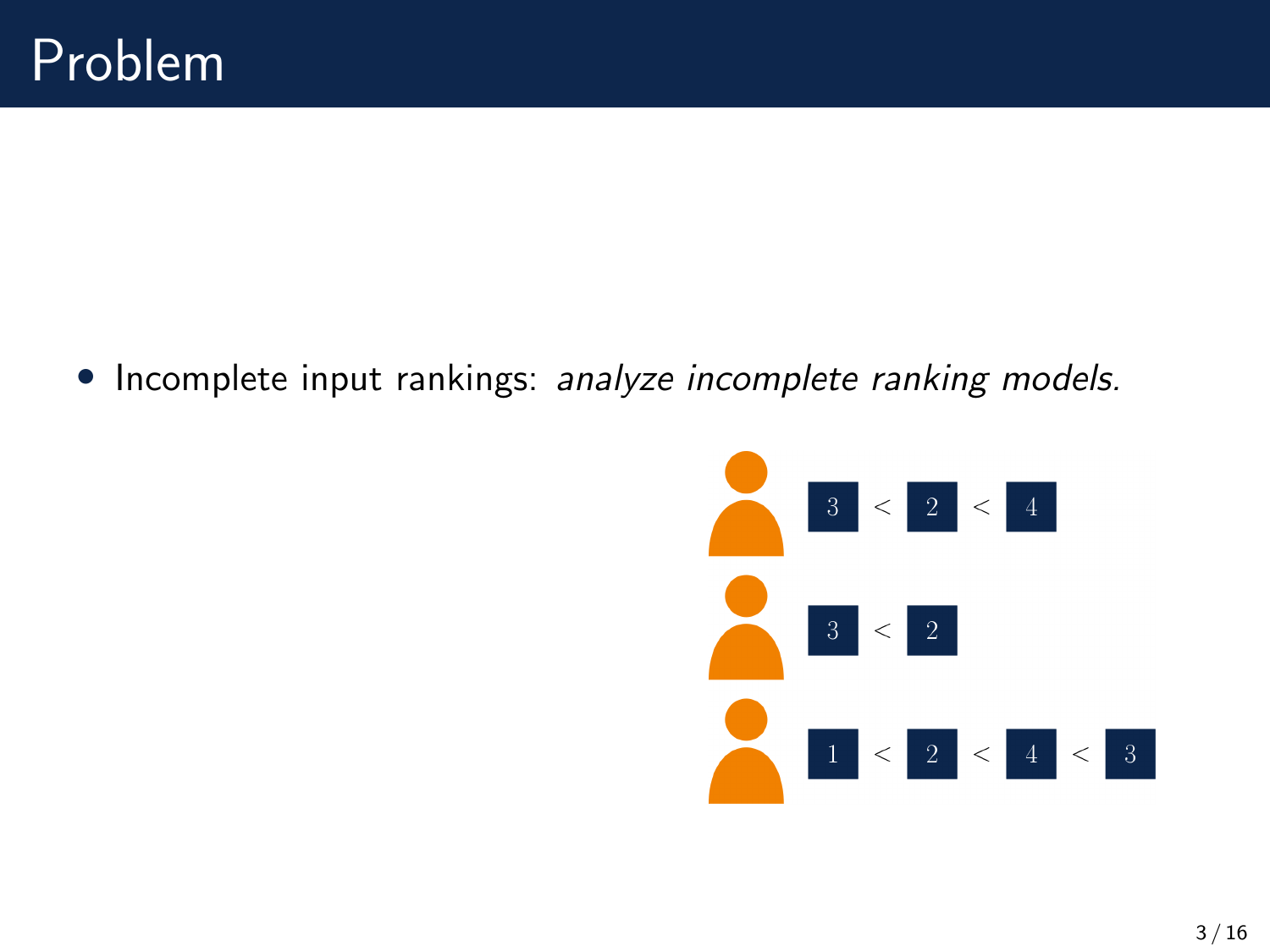# Problem

- Incomplete input rankings: *analyze incomplete ranking models.*

$3 < 2 < 4$

$3 < 2$

$1 < 2 < 4 < 3$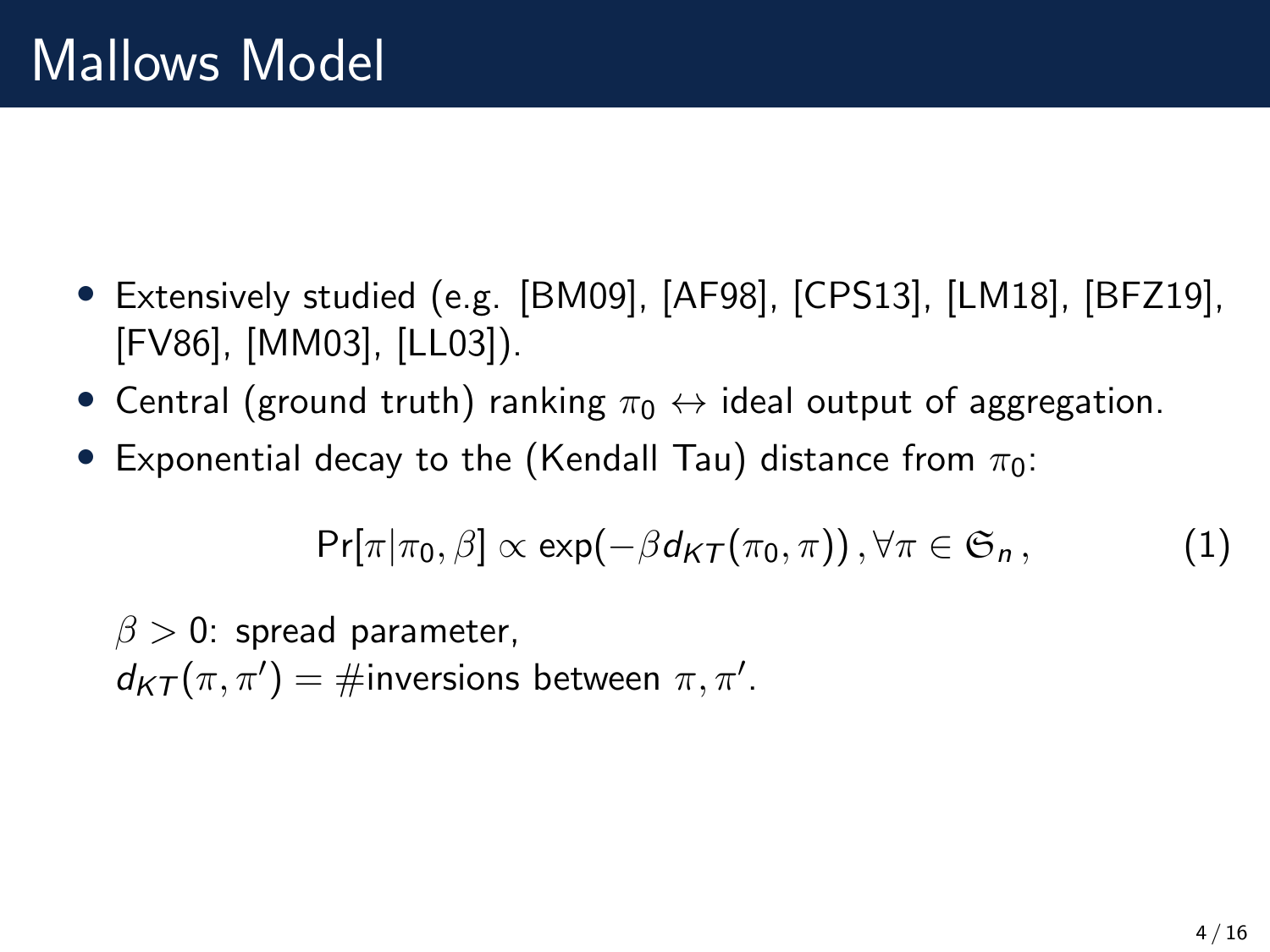# Mallows Model

- Extensively studied (e.g. [BM09], [AF98], [CPS13], [LM18], [BFZ19], [FV86], [MM03], [LL03]).
- Central (ground truth) ranking $\pi_0 \leftrightarrow$ ideal output of aggregation.
- Exponential decay to the (Kendall Tau) distance from $\pi_0$:

$$\Pr[\pi | \pi_0, \beta] \propto \exp(-\beta d_{KT}(\pi_0, \pi)) \,, \forall \pi \in \mathfrak{S}_n \,, \tag{1}$$

  $\beta > 0$: spread parameter,
  $d_{KT}(\pi, \pi') = \#$inversions between $\pi, \pi'$.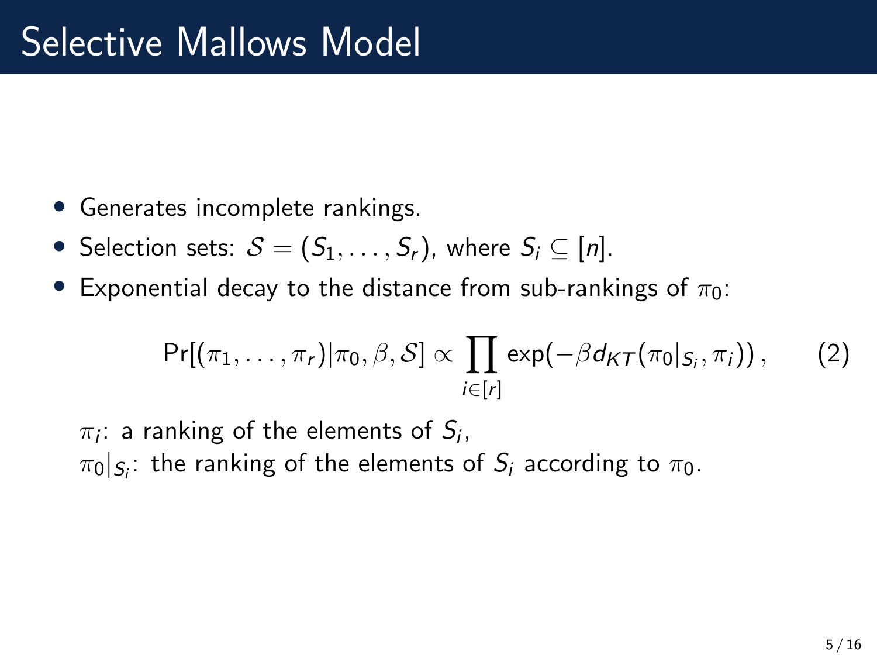# Selective Mallows Model

- Generates incomplete rankings.
- Selection sets: $\mathcal{S} = (S_1, \ldots, S_r)$, where $S_i \subseteq [n]$.
- Exponential decay to the distance from sub-rankings of $\pi_0$:

$$\Pr[(\pi_1, \ldots, \pi_r) | \pi_0, \beta, \mathcal{S}] \propto \prod_{i \in [r]} \exp(-\beta d_{KT}(\pi_0|_{S_i}, \pi_i)), \qquad (2)$$

$\pi_i$: a ranking of the elements of $S_i$,
$\pi_0|_{S_i}$: the ranking of the elements of $S_i$ according to $\pi_0$.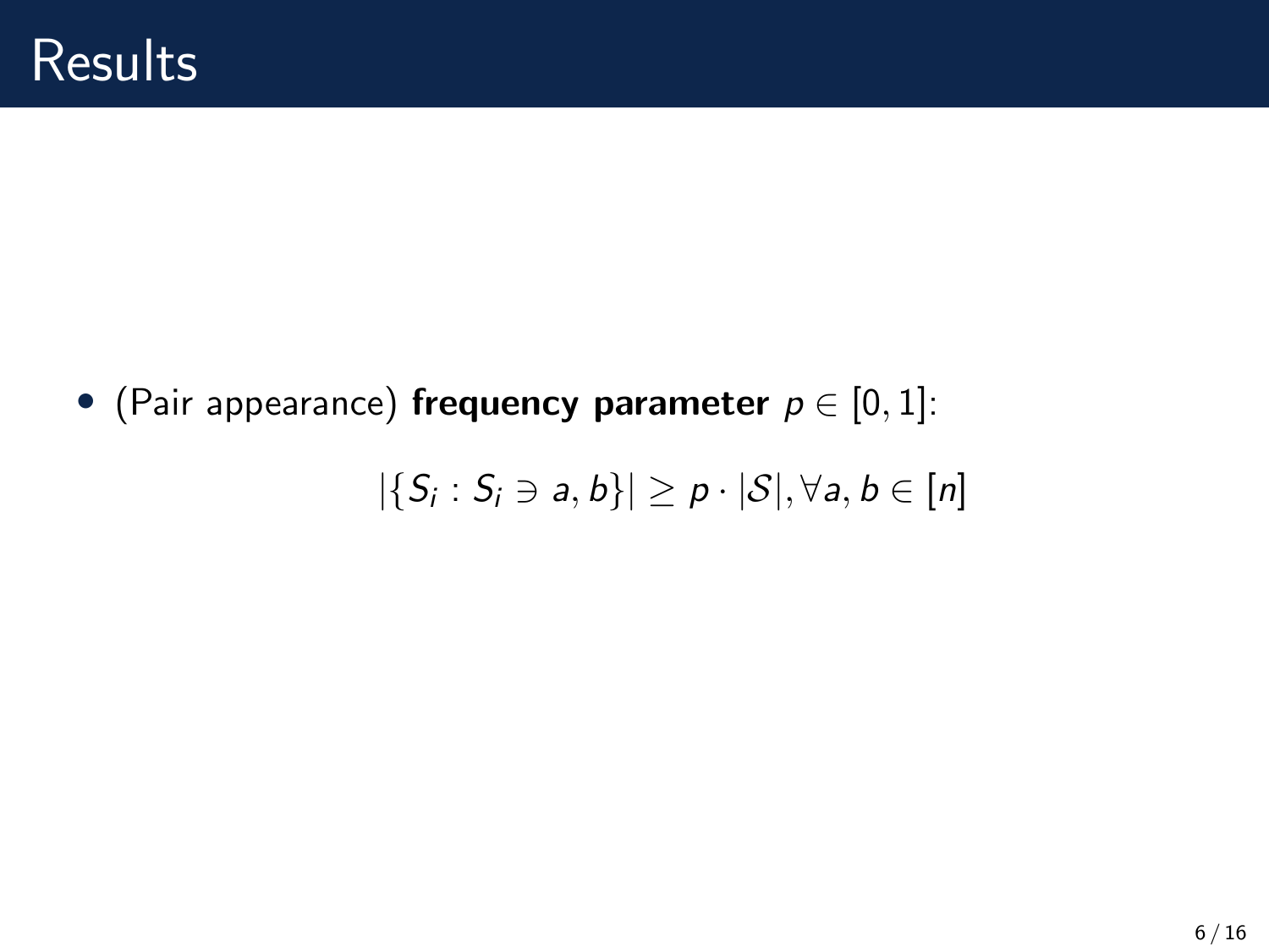# Results

- (Pair appearance) **frequency parameter** $p \in [0, 1]$:

$$|\{S_i : S_i \ni a, b\}| \geq p \cdot |\mathcal{S}|, \forall a, b \in [n]$$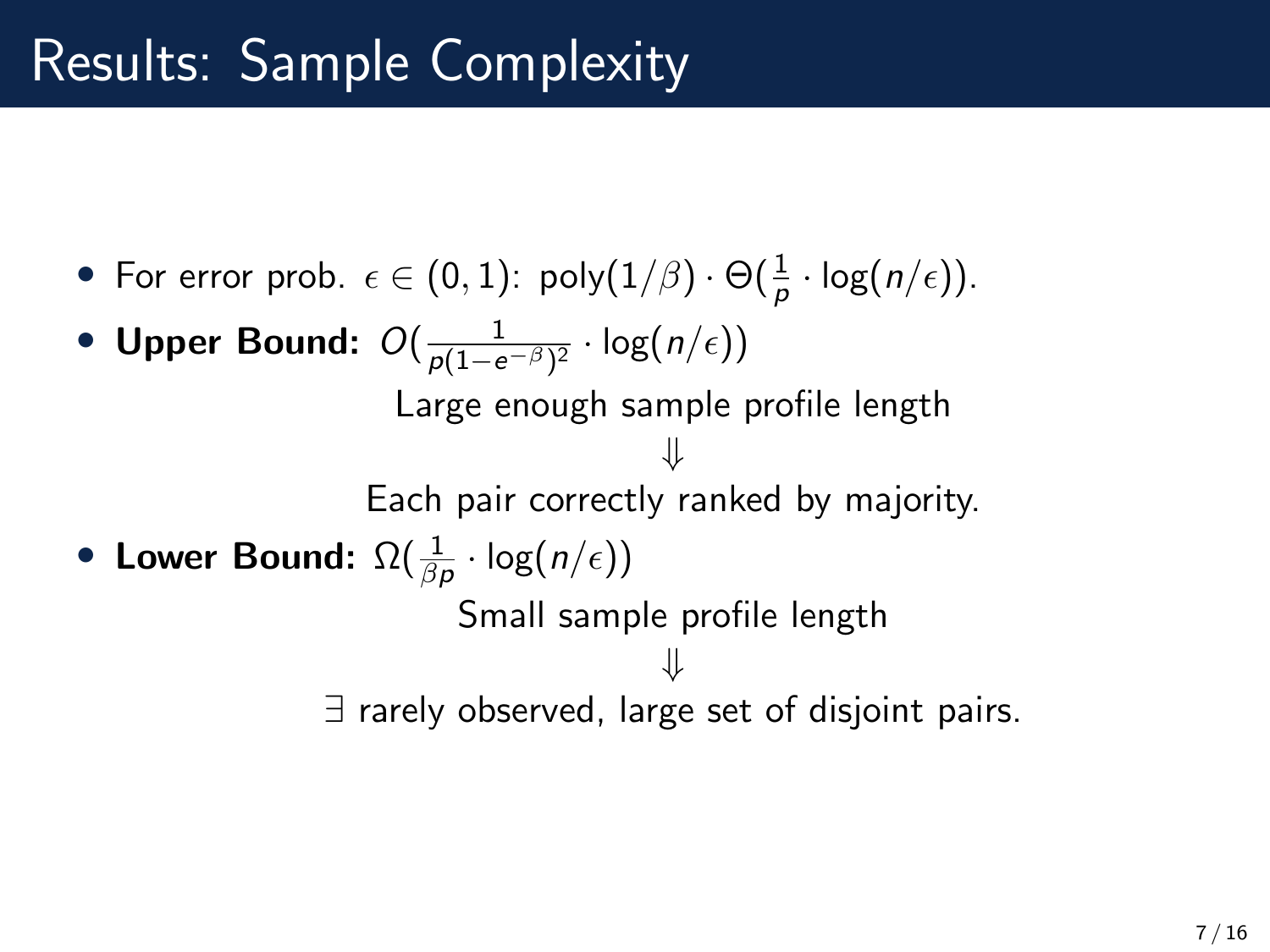# Results: Sample Complexity

- For error prob. $\epsilon \in (0,1)$: $\text{poly}(1/\beta) \cdot \Theta(\frac{1}{p} \cdot \log(n/\epsilon))$.
- **Upper Bound:** $O(\frac{1}{p(1-e^{-\beta})^2} \cdot \log(n/\epsilon))$

  Large enough sample profile length

  $\Downarrow$

  Each pair correctly ranked by majority.
- **Lower Bound:** $\Omega(\frac{1}{\beta p} \cdot \log(n/\epsilon))$

  Small sample profile length

  $\Downarrow$

  $\exists$ rarely observed, large set of disjoint pairs.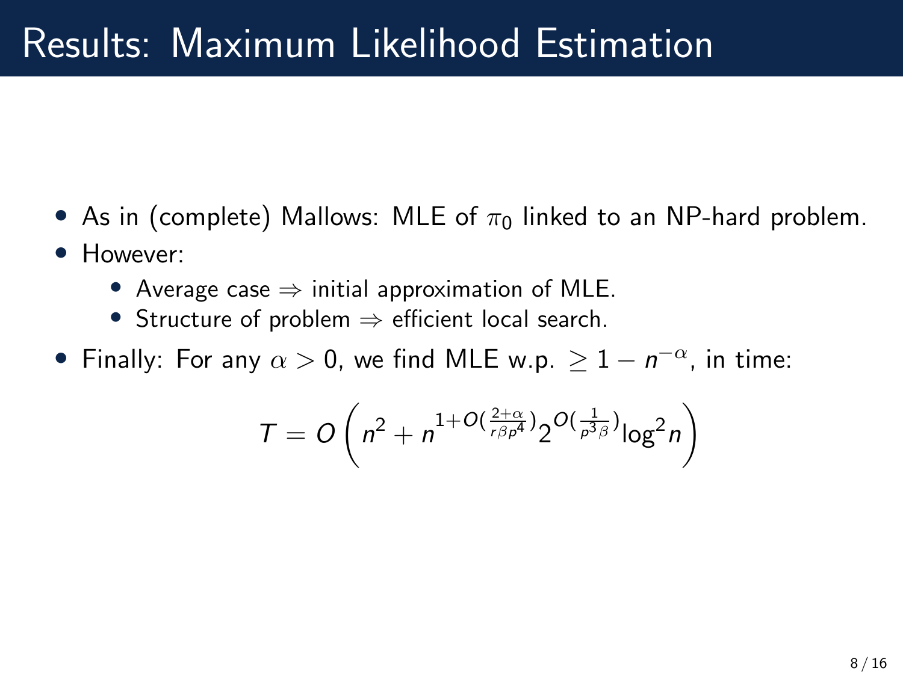# Results: Maximum Likelihood Estimation

- As in (complete) Mallows: MLE of $\pi_0$ linked to an NP-hard problem.
- However:
  - Average case $\Rightarrow$ initial approximation of MLE.
  - Structure of problem $\Rightarrow$ efficient local search.
- Finally: For any $\alpha > 0$, we find MLE w.p. $\geq 1 - n^{-\alpha}$, in time:

$$T = O\left(n^2 + n^{1+O(\frac{2+\alpha}{r\beta p^4})} 2^{O(\frac{1}{p^3\beta})} \log^2 n\right)$$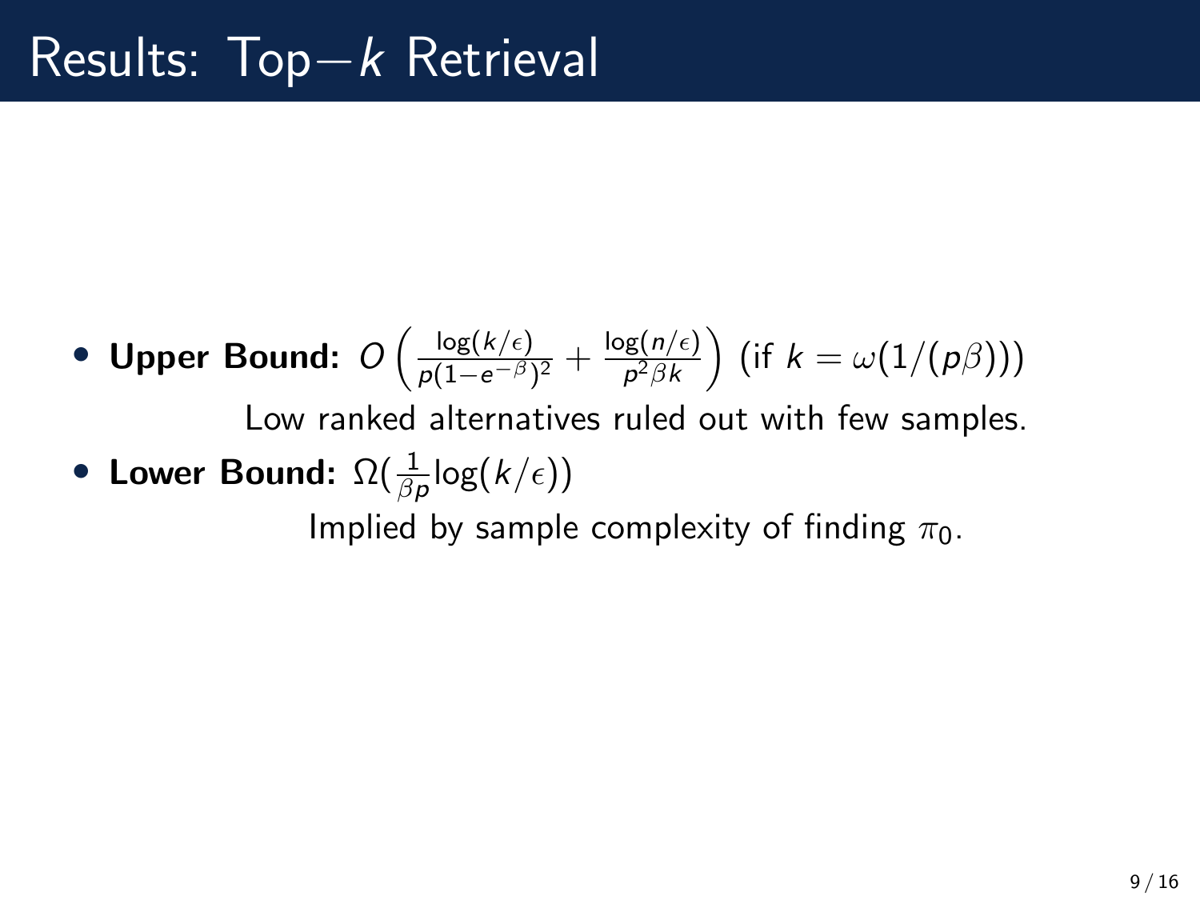# Results: Top$-k$ Retrieval

- **Upper Bound:** $O\left(\frac{\log(k/\epsilon)}{p(1-e^{-\beta})^2} + \frac{\log(n/\epsilon)}{p^2\beta k}\right)$ (if $k = \omega(1/(p\beta))$)

  Low ranked alternatives ruled out with few samples.

- **Lower Bound:** $\Omega(\frac{1}{\beta p}\log(k/\epsilon))$

  Implied by sample complexity of finding $\pi_0$.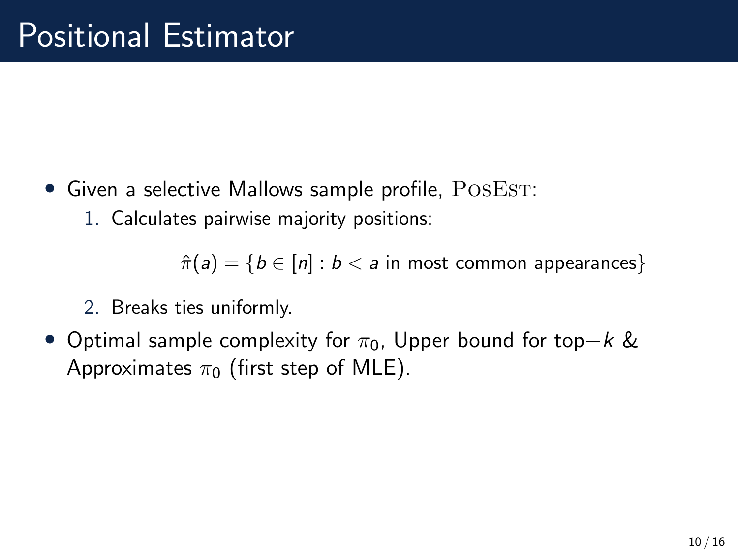# Positional Estimator

- Given a selective Mallows sample profile, PosEst:
  1. Calculates pairwise majority positions:

$$\hat{\pi}(a) = \{b \in [n] : b < a \text{ in most common appearances}\}$$

  2. Breaks ties uniformly.
- Optimal sample complexity for $\pi_0$, Upper bound for top$-k$ & Approximates $\pi_0$ (first step of MLE).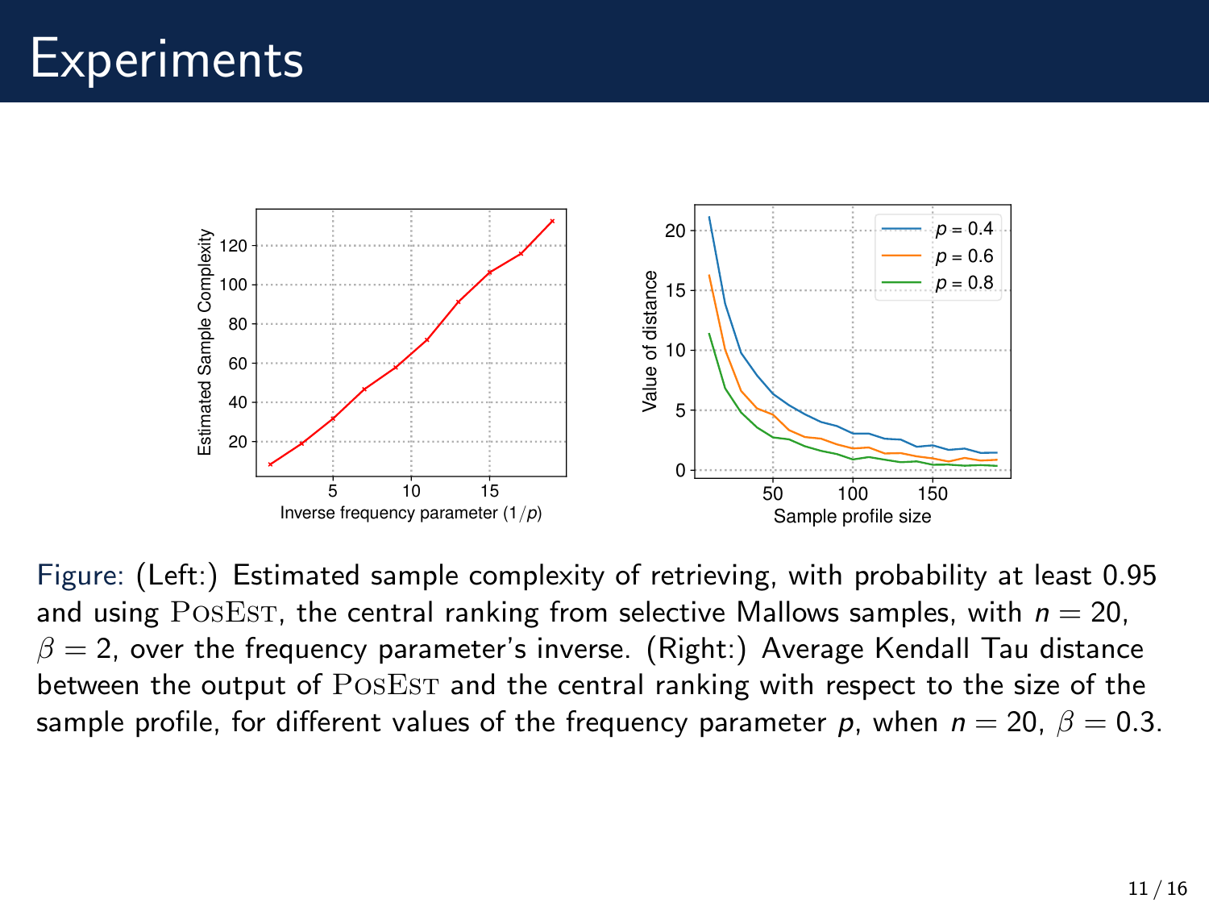# Experiments

Figure: (Left:) Estimated sample complexity of retrieving, with probability at least 0.95 and using PosEst, the central ranking from selective Mallows samples, with $n = 20$, $\beta = 2$, over the frequency parameter's inverse. (Right:) Average Kendall Tau distance between the output of PosEst and the central ranking with respect to the size of the sample profile, for different values of the frequency parameter $p$, when $n = 20$, $\beta = 0.3$.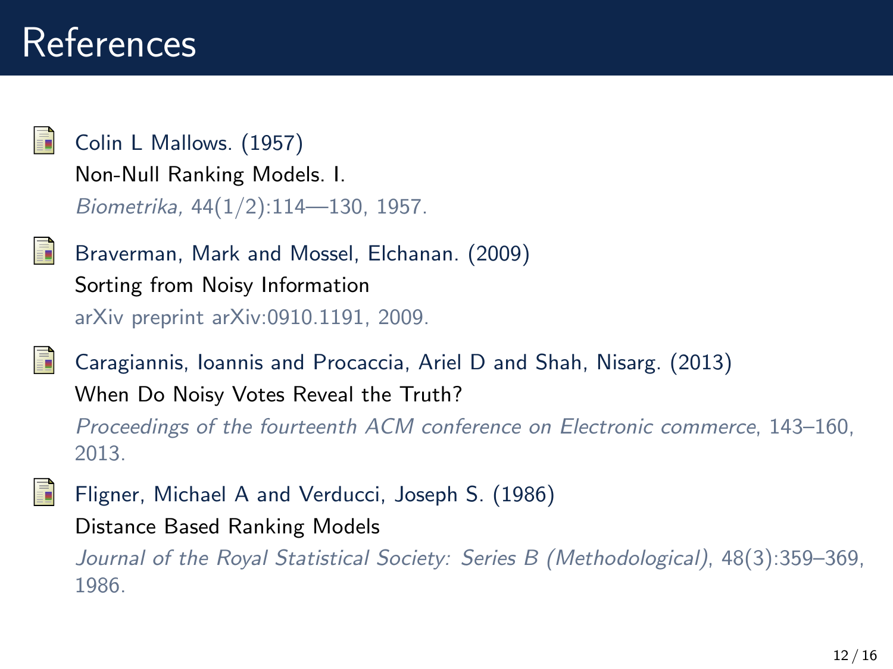# References

- Colin L Mallows. (1957)
  Non-Null Ranking Models. I.
  *Biometrika,* 44(1/2):114—130, 1957.

- Braverman, Mark and Mossel, Elchanan. (2009)
  Sorting from Noisy Information
  arXiv preprint arXiv:0910.1191, 2009.

- Caragiannis, Ioannis and Procaccia, Ariel D and Shah, Nisarg. (2013)
  When Do Noisy Votes Reveal the Truth?
  *Proceedings of the fourteenth ACM conference on Electronic commerce*, 143–160, 2013.

- Fligner, Michael A and Verducci, Joseph S. (1986)
  Distance Based Ranking Models
  *Journal of the Royal Statistical Society: Series B (Methodological)*, 48(3):359–369, 1986.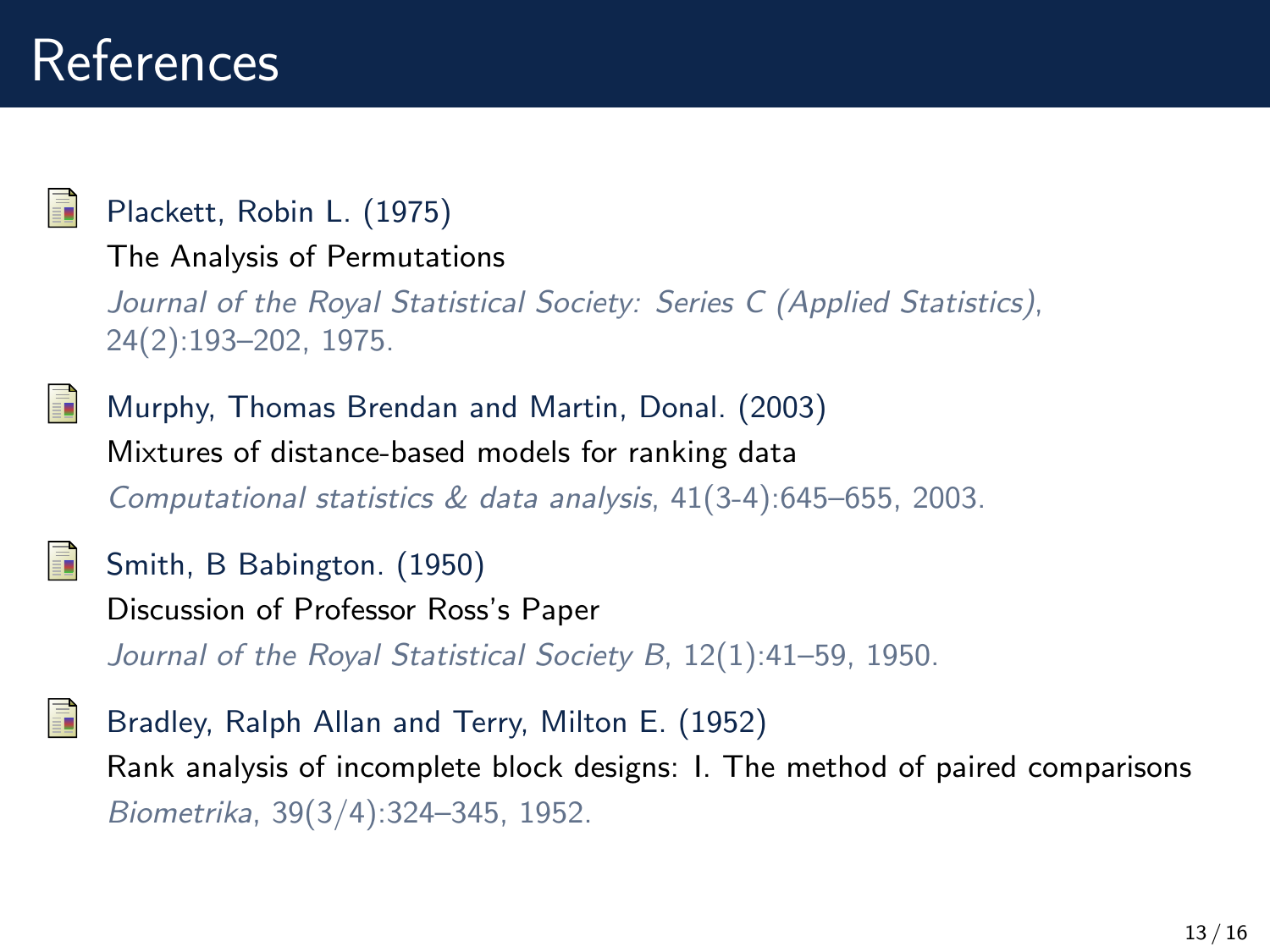# References

- Plackett, Robin L. (1975)
  The Analysis of Permutations
  *Journal of the Royal Statistical Society: Series C (Applied Statistics)*, 24(2):193–202, 1975.

- Murphy, Thomas Brendan and Martin, Donal. (2003)
  Mixtures of distance-based models for ranking data
  *Computational statistics & data analysis*, 41(3-4):645–655, 2003.

- Smith, B Babington. (1950)
  Discussion of Professor Ross's Paper
  *Journal of the Royal Statistical Society B*, 12(1):41–59, 1950.

- Bradley, Ralph Allan and Terry, Milton E. (1952)
  Rank analysis of incomplete block designs: I. The method of paired comparisons
  *Biometrika*, 39(3/4):324–345, 1952.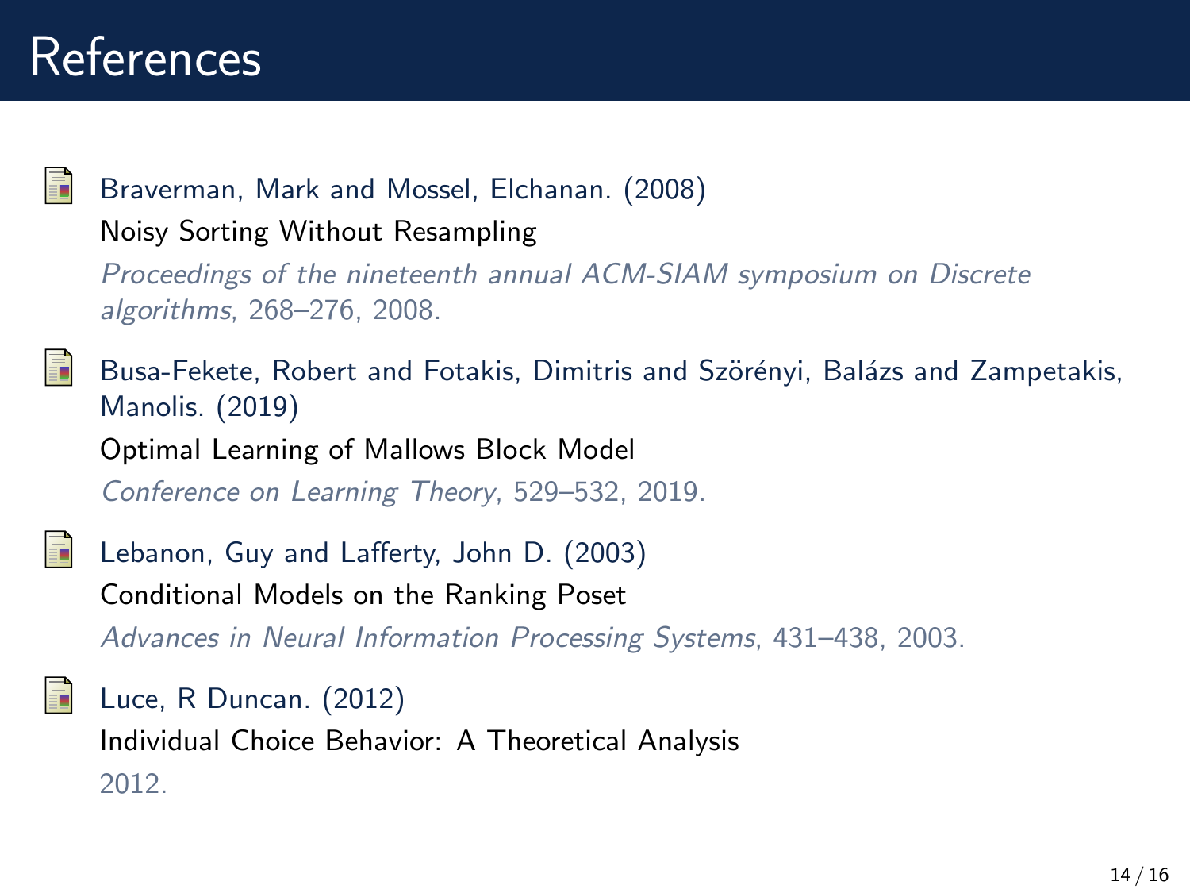# References

- Braverman, Mark and Mossel, Elchanan. (2008)
  Noisy Sorting Without Resampling
  *Proceedings of the nineteenth annual ACM-SIAM symposium on Discrete algorithms*, 268–276, 2008.

- Busa-Fekete, Robert and Fotakis, Dimitris and Szörényi, Balázs and Zampetakis, Manolis. (2019)
  Optimal Learning of Mallows Block Model
  *Conference on Learning Theory*, 529–532, 2019.

- Lebanon, Guy and Lafferty, John D. (2003)
  Conditional Models on the Ranking Poset
  *Advances in Neural Information Processing Systems*, 431–438, 2003.

- Luce, R Duncan. (2012)
  Individual Choice Behavior: A Theoretical Analysis
  2012.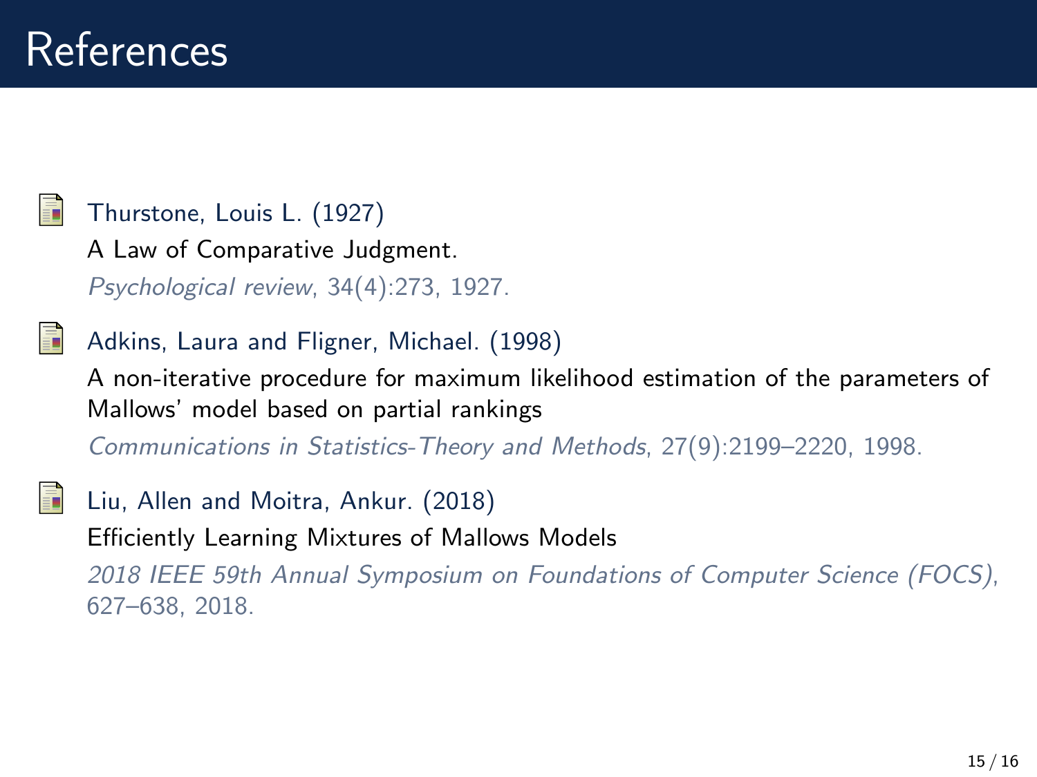# References

- Thurstone, Louis L. (1927)
  A Law of Comparative Judgment.
  *Psychological review*, 34(4):273, 1927.

- Adkins, Laura and Fligner, Michael. (1998)
  A non-iterative procedure for maximum likelihood estimation of the parameters of Mallows' model based on partial rankings
  *Communications in Statistics-Theory and Methods*, 27(9):2199–2220, 1998.

- Liu, Allen and Moitra, Ankur. (2018)
  Efficiently Learning Mixtures of Mallows Models
  *2018 IEEE 59th Annual Symposium on Foundations of Computer Science (FOCS)*, 627–638, 2018.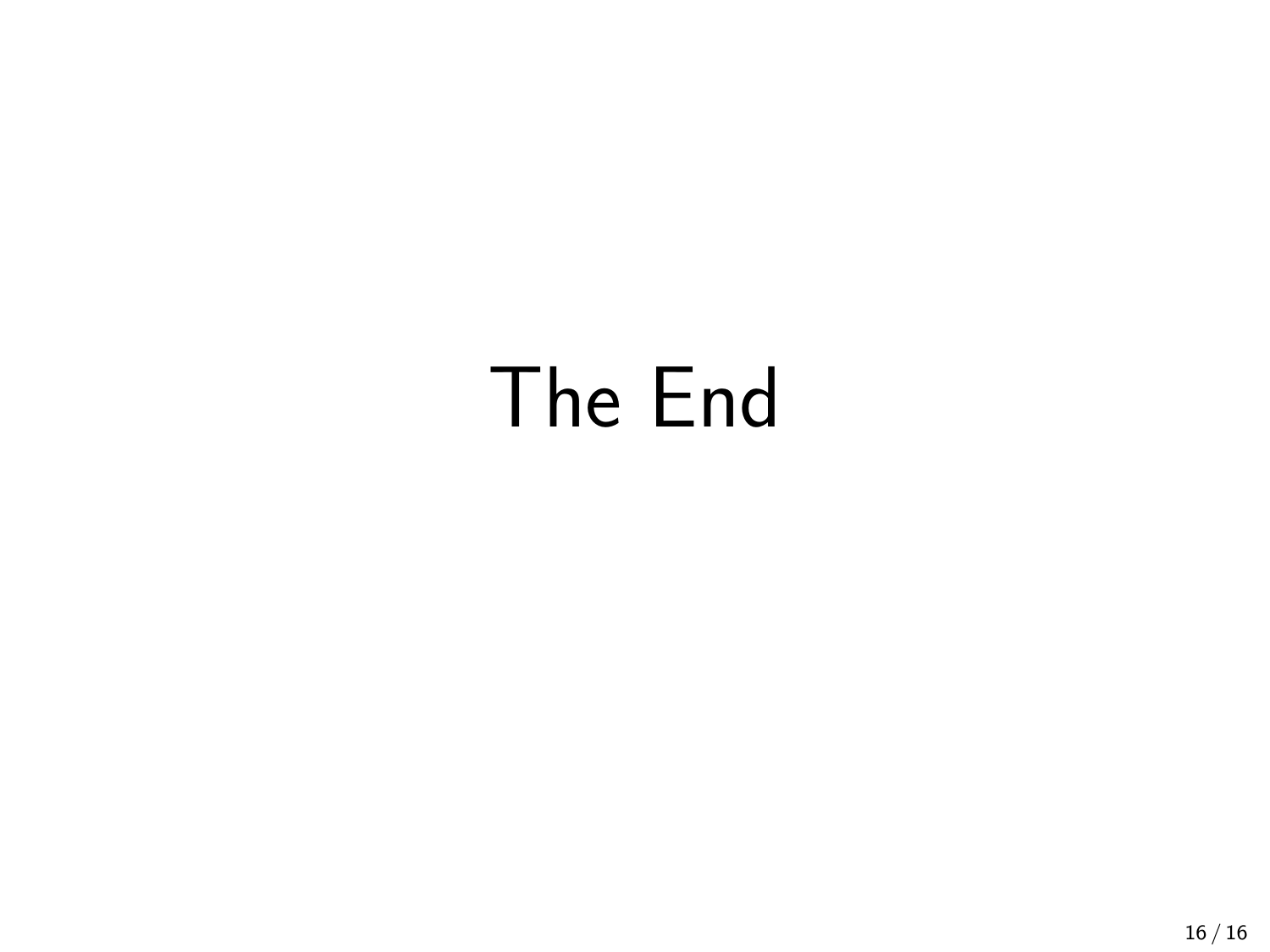# The End